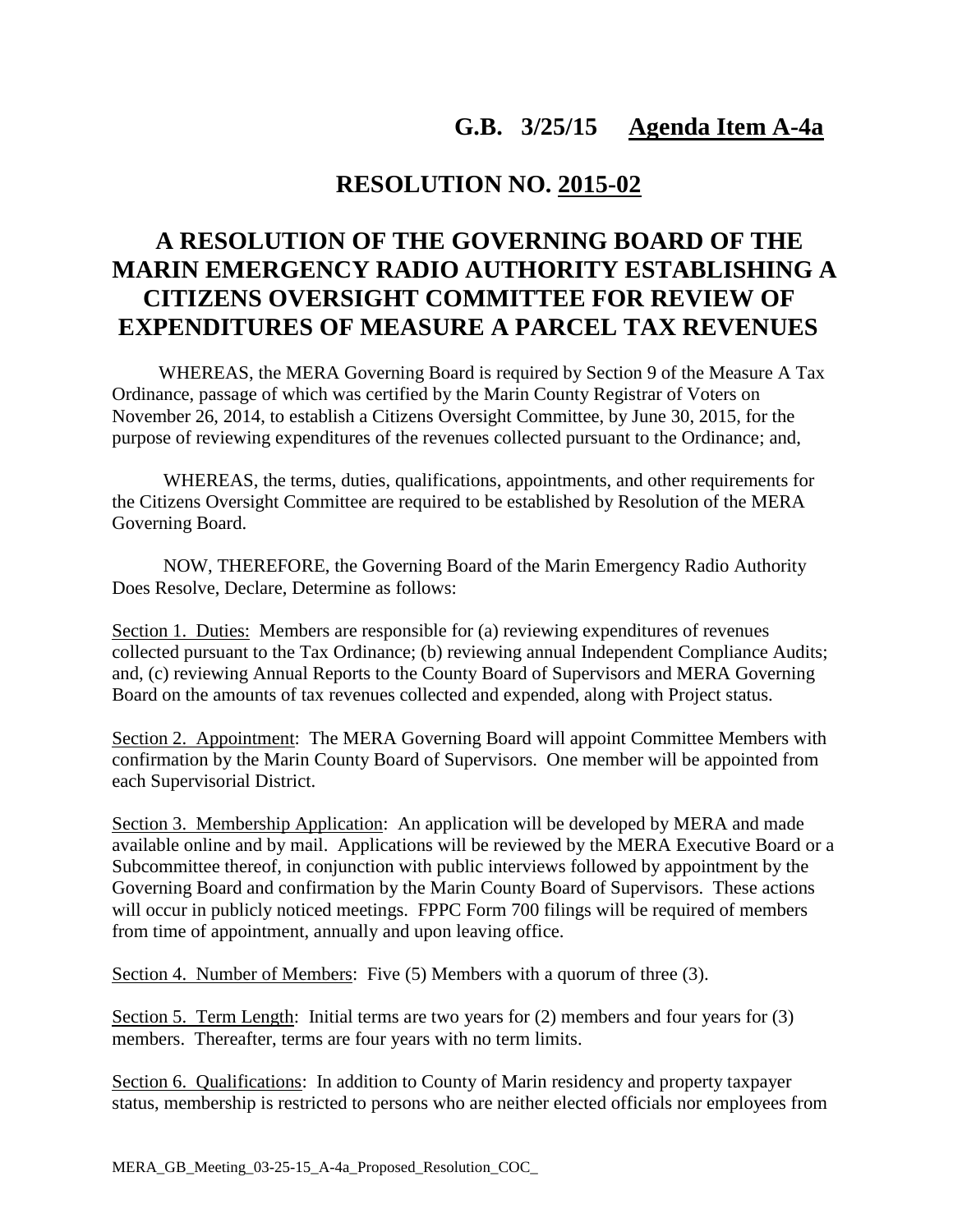**G.B. 3/25/15 Agenda Item A-4a**

# RESOLUTION NO. 2015-02

## A RESOLUTION OF THE GOVERNING BOARD OF THE MARIN EMERGENCY RADIO AUTHORITY ESTABLISHING A CITIZENS OVERSIGHT COMMITTEE FOR REVIEW OF EXPENDITURES OF MEASURE A PARCEL TAX REVENUES

WHEREAS, the MERA Governing Board is required by Section 9 of the Measure A Tax Ordinance, passage of which was certified by the Marin County Registrar of Voters on November 26, 2014, to establish a Citizens Oversight Committee, by June 30, 2015, for the purpose of reviewing expenditures of the revenues collected pursuant to the Ordinance; and,

WHEREAS, the terms, duties, qualifications, appointments, and other requirements for the Citizens Oversight Committee are required to be established by Resolution of the MERA Governing Board.

NOW, THEREFORE, the Governing Board of the Marin Emergency Radio Authority Does Resolve, Declare, Determine as follows:

Section 1. Duties: Members are responsible for (a) reviewing expenditures of revenues collected pursuant to the Tax Ordinance; (b) reviewing annual Independent Compliance Audits; and, (c) reviewing Annual Reports to the County Board of Supervisors and MERA Governing Board on the amounts of tax revenues collected and expended, along with Project status.

Section 2. Appointment: The MERA Governing Board will appoint Committee Members with confirmation by the Marin County Board of Supervisors. One member will be appointed from each Supervisorial District.

Section 3. Membership Application: An application will be developed by MERA and made available online and by mail. Applications will be reviewed by the MERA Executive Board or a Subcommittee thereof, in conjunction with public interviews followed by appointment by the Governing Board and confirmation by the Marin County Board of Supervisors. These actions will occur in publicly noticed meetings. FPPC Form 700 filings will be required of members from time of appointment, annually and upon leaving office.

Section 4. Number of Members: Five (5) Members with a quorum of three (3).

Section 5. Term Length: Initial terms are two years for (2) members and four years for (3) members. Thereafter, terms are four years with no term limits.

Section 6. Qualifications: In addition to County of Marin residency and property taxpayer status, membership is restricted to persons who are neither elected officials nor employees from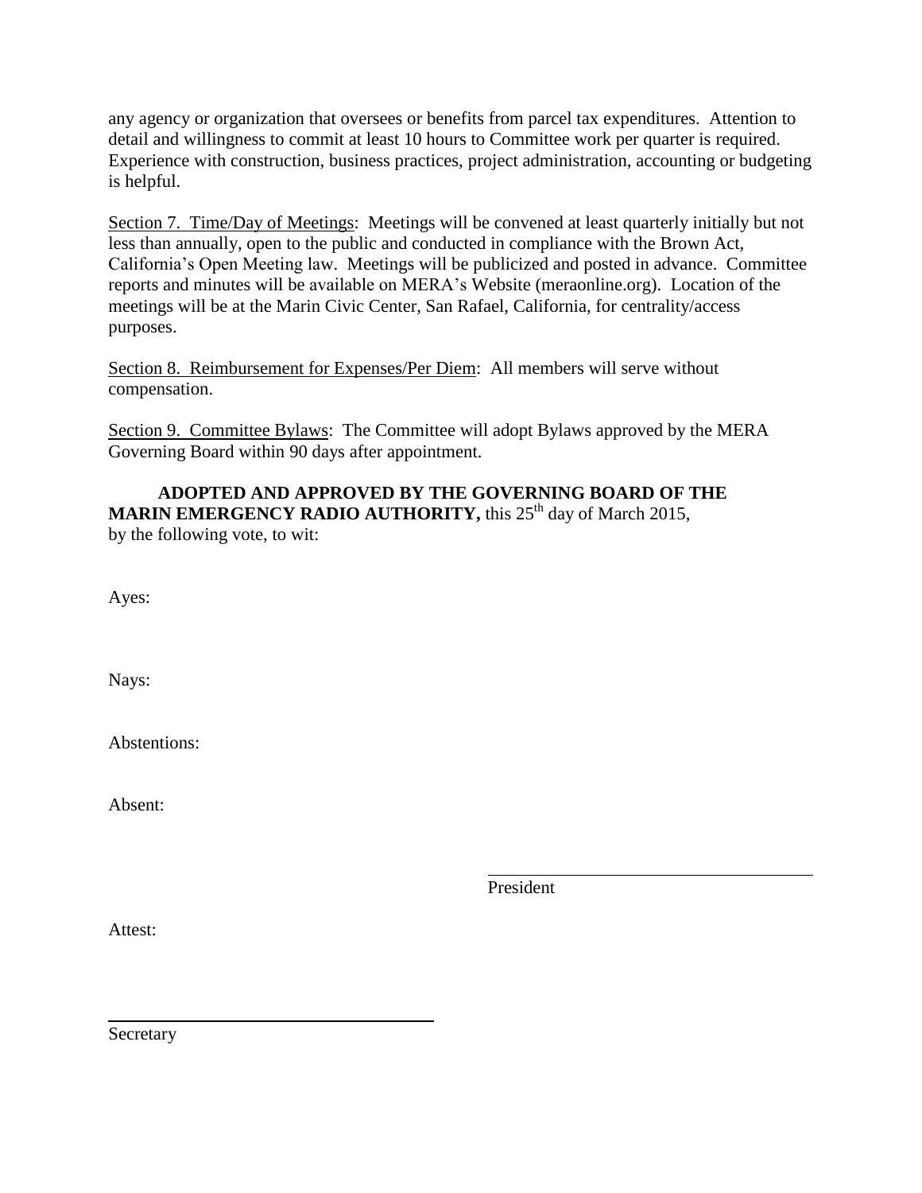any agency or organization that oversees or benefits from parcel tax expenditures. Attention to detail and willingness to commit at least 10 hours to Committee work per quarter is required. Experience with construction, business practices, project administration, accounting or budgeting is helpful.

Section 7. Time/Day of Meetings: Meetings will be convened at least quarterly initially but not less than annually, open to the public and conducted in compliance with the Brown Act, California's Open Meeting law. Meetings will be publicized and posted in advance. Committee reports and minutes will be available on MERA's Website (meraonline.org). Location of the meetings will be at the Marin Civic Center, San Rafael, California, for centrality/access purposes.

Section 8. Reimbursement for Expenses/Per Diem: All members will serve without compensation.

Section 9. Committee Bylaws: The Committee will adopt Bylaws approved by the MERA Governing Board within 90 days after appointment.

**ADOPTED AND APPROVED BY THE GOVERNING BOARD OF THE MARIN EMERGENCY RADIO AUTHORITY,** this 25th day of March 2015, by the following vote, to wit:

Ayes:

Nays:

Abstentions:

Absent:

\_\_\_\_\_\_\_\_\_\_\_\_\_\_\_\_\_\_\_\_\_\_\_\_\_\_\_\_\_\_\_\_\_\_\_\_
President

Attest:

\_\_\_\_\_\_\_\_\_\_\_\_\_\_\_\_\_\_\_\_\_\_\_\_\_\_\_\_\_\_\_\_\_\_\_\_
Secretary